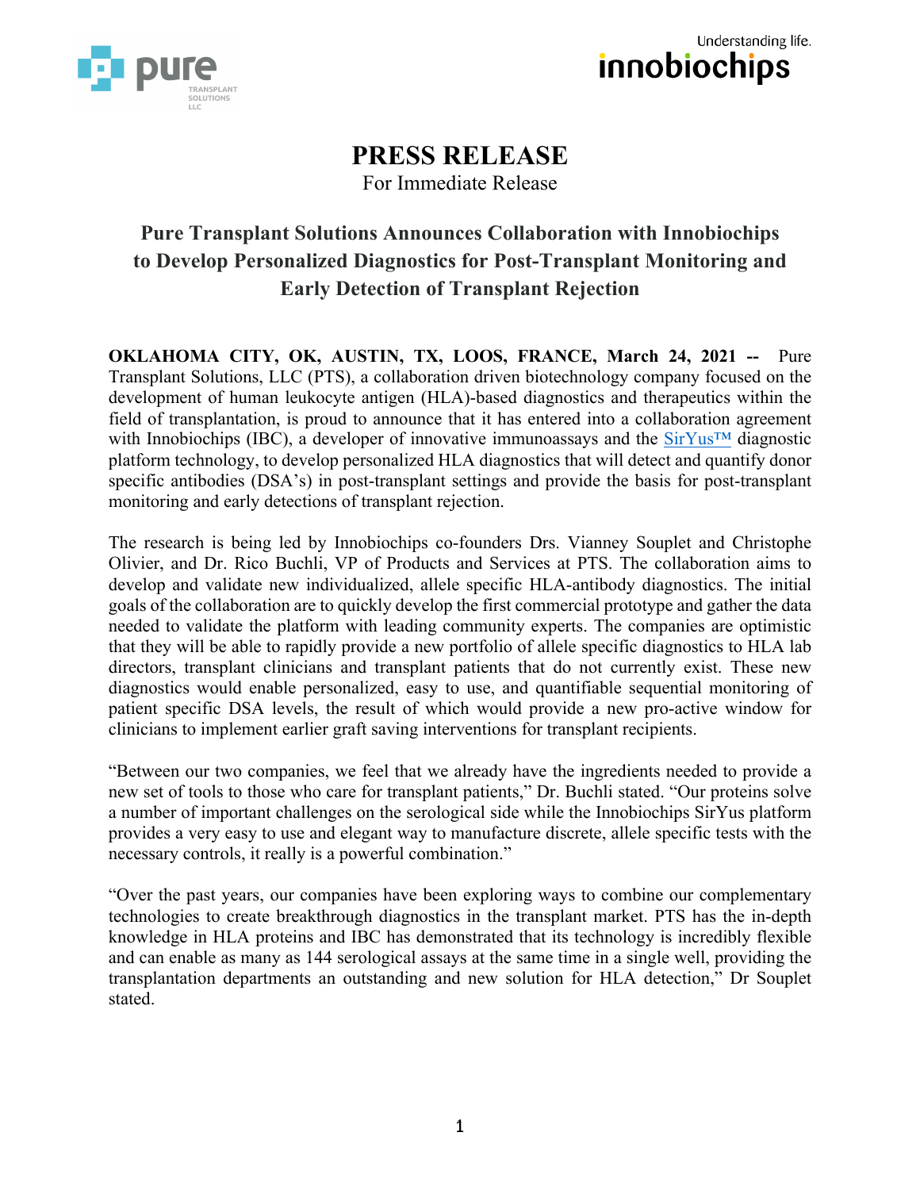# PRESS RELEASE

For Immediate Release

## Pure Transplant Solutions Announces Collaboration with Innobiochips to Develop Personalized Diagnostics for Post-Transplant Monitoring and Early Detection of Transplant Rejection

**OKLAHOMA CITY, OK, AUSTIN, TX, LOOS, FRANCE, March 24, 2021 --** Pure Transplant Solutions, LLC (PTS), a collaboration driven biotechnology company focused on the development of human leukocyte antigen (HLA)-based diagnostics and therapeutics within the field of transplantation, is proud to announce that it has entered into a collaboration agreement with Innobiochips (IBC), a developer of innovative immunoassays and the SirYus™ diagnostic platform technology, to develop personalized HLA diagnostics that will detect and quantify donor specific antibodies (DSA's) in post-transplant settings and provide the basis for post-transplant monitoring and early detections of transplant rejection.

The research is being led by Innobiochips co-founders Drs. Vianney Souplet and Christophe Olivier, and Dr. Rico Buchli, VP of Products and Services at PTS. The collaboration aims to develop and validate new individualized, allele specific HLA-antibody diagnostics. The initial goals of the collaboration are to quickly develop the first commercial prototype and gather the data needed to validate the platform with leading community experts. The companies are optimistic that they will be able to rapidly provide a new portfolio of allele specific diagnostics to HLA lab directors, transplant clinicians and transplant patients that do not currently exist. These new diagnostics would enable personalized, easy to use, and quantifiable sequential monitoring of patient specific DSA levels, the result of which would provide a new pro-active window for clinicians to implement earlier graft saving interventions for transplant recipients.

"Between our two companies, we feel that we already have the ingredients needed to provide a new set of tools to those who care for transplant patients," Dr. Buchli stated. "Our proteins solve a number of important challenges on the serological side while the Innobiochips SirYus platform provides a very easy to use and elegant way to manufacture discrete, allele specific tests with the necessary controls, it really is a powerful combination."

"Over the past years, our companies have been exploring ways to combine our complementary technologies to create breakthrough diagnostics in the transplant market. PTS has the in-depth knowledge in HLA proteins and IBC has demonstrated that its technology is incredibly flexible and can enable as many as 144 serological assays at the same time in a single well, providing the transplantation departments an outstanding and new solution for HLA detection," Dr Souplet stated.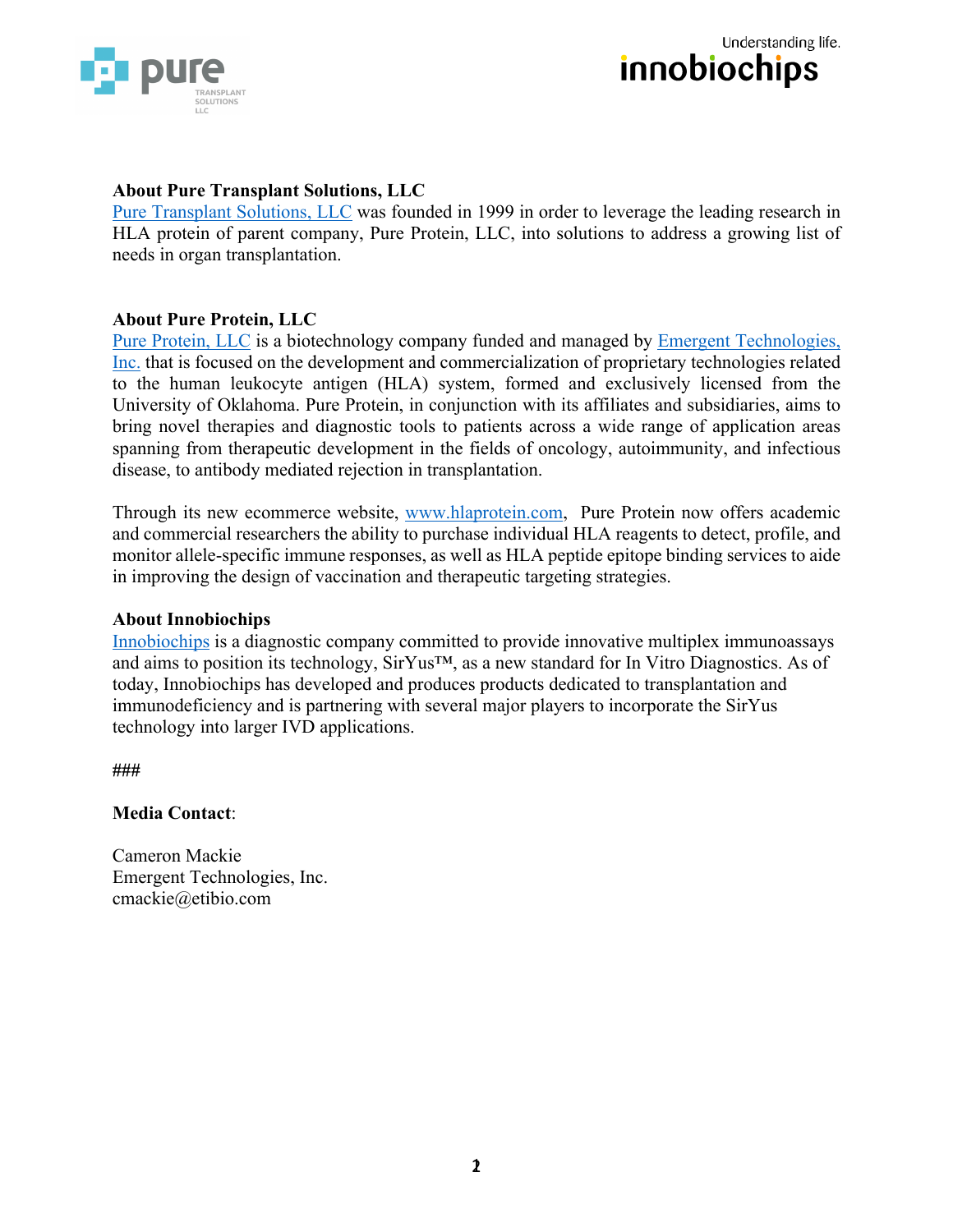**About Pure Transplant Solutions, LLC**

Pure Transplant Solutions, LLC was founded in 1999 in order to leverage the leading research in HLA protein of parent company, Pure Protein, LLC, into solutions to address a growing list of needs in organ transplantation.

**About Pure Protein, LLC**

Pure Protein, LLC is a biotechnology company funded and managed by Emergent Technologies, Inc. that is focused on the development and commercialization of proprietary technologies related to the human leukocyte antigen (HLA) system, formed and exclusively licensed from the University of Oklahoma. Pure Protein, in conjunction with its affiliates and subsidiaries, aims to bring novel therapies and diagnostic tools to patients across a wide range of application areas spanning from therapeutic development in the fields of oncology, autoimmunity, and infectious disease, to antibody mediated rejection in transplantation.

Through its new ecommerce website, www.hlaprotein.com, Pure Protein now offers academic and commercial researchers the ability to purchase individual HLA reagents to detect, profile, and monitor allele-specific immune responses, as well as HLA peptide epitope binding services to aide in improving the design of vaccination and therapeutic targeting strategies.

**About Innobiochips**

Innobiochips is a diagnostic company committed to provide innovative multiplex immunoassays and aims to position its technology, SirYus™, as a new standard for In Vitro Diagnostics. As of today, Innobiochips has developed and produces products dedicated to transplantation and immunodeficiency and is partnering with several major players to incorporate the SirYus technology into larger IVD applications.

###

**Media Contact**:

Cameron Mackie
Emergent Technologies, Inc.
cmackie@etibio.com